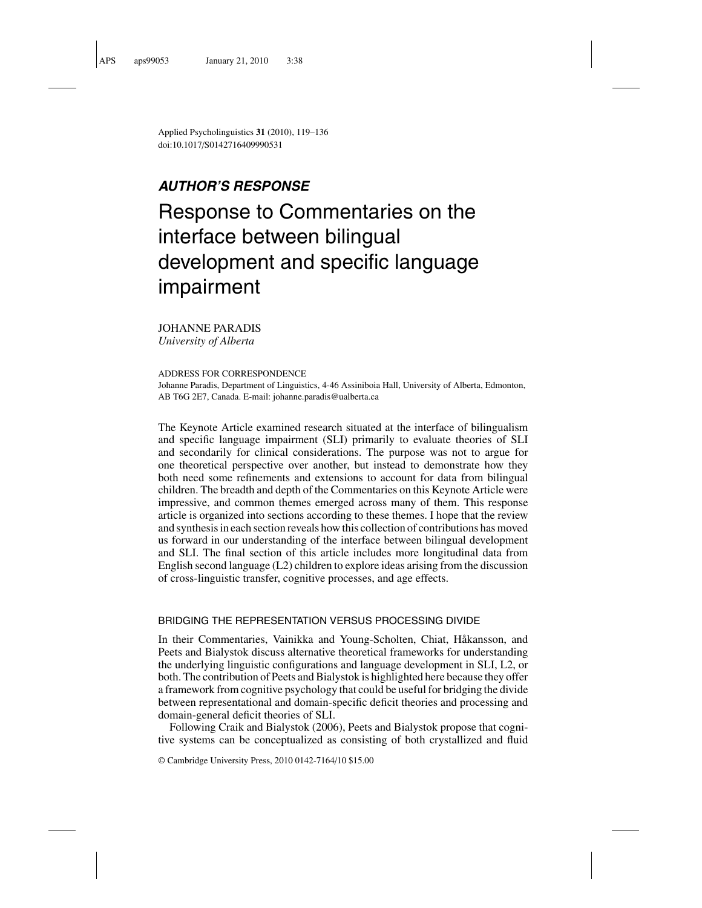Applied Psycholinguistics **31** (2010), 119–136
doi:10.1017/S0142716409990531

***AUTHOR'S RESPONSE***

# Response to Commentaries on the interface between bilingual development and specific language impairment

JOHANNE PARADIS
*University of Alberta*

ADDRESS FOR CORRESPONDENCE
Johanne Paradis, Department of Linguistics, 4-46 Assiniboia Hall, University of Alberta, Edmonton, AB T6G 2E7, Canada. E-mail: johanne.paradis@ualberta.ca

The Keynote Article examined research situated at the interface of bilingualism and specific language impairment (SLI) primarily to evaluate theories of SLI and secondarily for clinical considerations. The purpose was not to argue for one theoretical perspective over another, but instead to demonstrate how they both need some refinements and extensions to account for data from bilingual children. The breadth and depth of the Commentaries on this Keynote Article were impressive, and common themes emerged across many of them. This response article is organized into sections according to these themes. I hope that the review and synthesis in each section reveals how this collection of contributions has moved us forward in our understanding of the interface between bilingual development and SLI. The final section of this article includes more longitudinal data from English second language (L2) children to explore ideas arising from the discussion of cross-linguistic transfer, cognitive processes, and age effects.

## BRIDGING THE REPRESENTATION VERSUS PROCESSING DIVIDE

In their Commentaries, Vainikka and Young-Scholten, Chiat, Håkansson, and Peets and Bialystok discuss alternative theoretical frameworks for understanding the underlying linguistic configurations and language development in SLI, L2, or both. The contribution of Peets and Bialystok is highlighted here because they offer a framework from cognitive psychology that could be useful for bridging the divide between representational and domain-specific deficit theories and processing and domain-general deficit theories of SLI.

Following Craik and Bialystok (2006), Peets and Bialystok propose that cognitive systems can be conceptualized as consisting of both crystallized and fluid

© Cambridge University Press, 2010 0142-7164/10 $15.00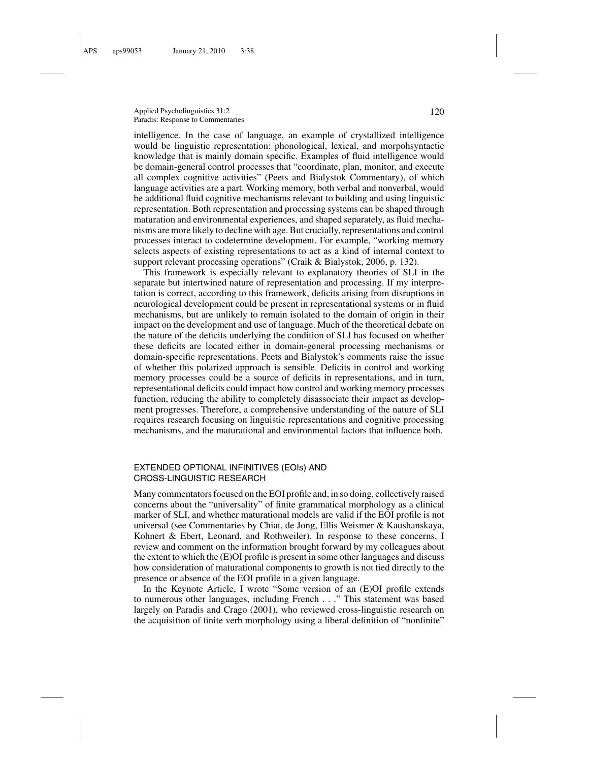intelligence. In the case of language, an example of crystallized intelligence would be linguistic representation: phonological, lexical, and morpohsyntactic knowledge that is mainly domain specific. Examples of fluid intelligence would be domain-general control processes that "coordinate, plan, monitor, and execute all complex cognitive activities" (Peets and Bialystok Commentary), of which language activities are a part. Working memory, both verbal and nonverbal, would be additional fluid cognitive mechanisms relevant to building and using linguistic representation. Both representation and processing systems can be shaped through maturation and environmental experiences, and shaped separately, as fluid mechanisms are more likely to decline with age. But crucially, representations and control processes interact to codetermine development. For example, "working memory selects aspects of existing representations to act as a kind of internal context to support relevant processing operations" (Craik & Bialystok, 2006, p. 132).

This framework is especially relevant to explanatory theories of SLI in the separate but intertwined nature of representation and processing. If my interpretation is correct, according to this framework, deficits arising from disruptions in neurological development could be present in representational systems or in fluid mechanisms, but are unlikely to remain isolated to the domain of origin in their impact on the development and use of language. Much of the theoretical debate on the nature of the deficits underlying the condition of SLI has focused on whether these deficits are located either in domain-general processing mechanisms or domain-specific representations. Peets and Bialystok's comments raise the issue of whether this polarized approach is sensible. Deficits in control and working memory processes could be a source of deficits in representations, and in turn, representational deficits could impact how control and working memory processes function, reducing the ability to completely disassociate their impact as development progresses. Therefore, a comprehensive understanding of the nature of SLI requires research focusing on linguistic representations and cognitive processing mechanisms, and the maturational and environmental factors that influence both.

## EXTENDED OPTIONAL INFINITIVES (EOIs) AND CROSS-LINGUISTIC RESEARCH

Many commentators focused on the EOI profile and, in so doing, collectively raised concerns about the "universality" of finite grammatical morphology as a clinical marker of SLI, and whether maturational models are valid if the EOI profile is not universal (see Commentaries by Chiat, de Jong, Ellis Weismer & Kaushanskaya, Kohnert & Ebert, Leonard, and Rothweiler). In response to these concerns, I review and comment on the information brought forward by my colleagues about the extent to which the (E)OI profile is present in some other languages and discuss how consideration of maturational components to growth is not tied directly to the presence or absence of the EOI profile in a given language.

In the Keynote Article, I wrote "Some version of an (E)OI profile extends to numerous other languages, including French . . ." This statement was based largely on Paradis and Crago (2001), who reviewed cross-linguistic research on the acquisition of finite verb morphology using a liberal definition of "nonfinite"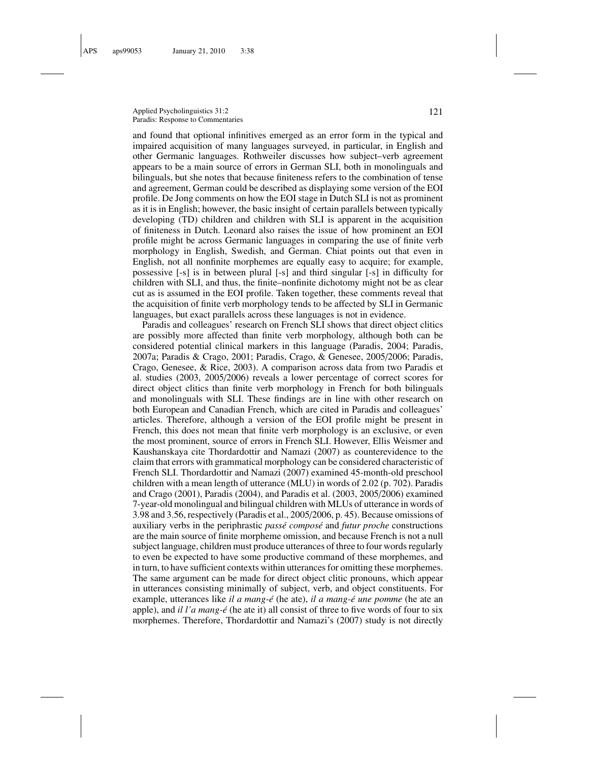and found that optional infinitives emerged as an error form in the typical and impaired acquisition of many languages surveyed, in particular, in English and other Germanic languages. Rothweiler discusses how subject–verb agreement appears to be a main source of errors in German SLI, both in monolinguals and bilinguals, but she notes that because finiteness refers to the combination of tense and agreement, German could be described as displaying some version of the EOI profile. De Jong comments on how the EOI stage in Dutch SLI is not as prominent as it is in English; however, the basic insight of certain parallels between typically developing (TD) children and children with SLI is apparent in the acquisition of finiteness in Dutch. Leonard also raises the issue of how prominent an EOI profile might be across Germanic languages in comparing the use of finite verb morphology in English, Swedish, and German. Chiat points out that even in English, not all nonfinite morphemes are equally easy to acquire; for example, possessive [-s] is in between plural [-s] and third singular [-s] in difficulty for children with SLI, and thus, the finite–nonfinite dichotomy might not be as clear cut as is assumed in the EOI profile. Taken together, these comments reveal that the acquisition of finite verb morphology tends to be affected by SLI in Germanic languages, but exact parallels across these languages is not in evidence.

Paradis and colleagues' research on French SLI shows that direct object clitics are possibly more affected than finite verb morphology, although both can be considered potential clinical markers in this language (Paradis, 2004; Paradis, 2007a; Paradis & Crago, 2001; Paradis, Crago, & Genesee, 2005/2006; Paradis, Crago, Genesee, & Rice, 2003). A comparison across data from two Paradis et al. studies (2003, 2005/2006) reveals a lower percentage of correct scores for direct object clitics than finite verb morphology in French for both bilinguals and monolinguals with SLI. These findings are in line with other research on both European and Canadian French, which are cited in Paradis and colleagues' articles. Therefore, although a version of the EOI profile might be present in French, this does not mean that finite verb morphology is an exclusive, or even the most prominent, source of errors in French SLI. However, Ellis Weismer and Kaushanskaya cite Thordardottir and Namazi (2007) as counterevidence to the claim that errors with grammatical morphology can be considered characteristic of French SLI. Thordardottir and Namazi (2007) examined 45-month-old preschool children with a mean length of utterance (MLU) in words of 2.02 (p. 702). Paradis and Crago (2001), Paradis (2004), and Paradis et al. (2003, 2005/2006) examined 7-year-old monolingual and bilingual children with MLUs of utterance in words of 3.98 and 3.56, respectively (Paradis et al., 2005/2006, p. 45). Because omissions of auxiliary verbs in the periphrastic *passé composé* and *futur proche* constructions are the main source of finite morpheme omission, and because French is not a null subject language, children must produce utterances of three to four words regularly to even be expected to have some productive command of these morphemes, and in turn, to have sufficient contexts within utterances for omitting these morphemes. The same argument can be made for direct object clitic pronouns, which appear in utterances consisting minimally of subject, verb, and object constituents. For example, utterances like *il a mang-é* (he ate), *il a mang-é une pomme* (he ate an apple), and *il l'a mang-é* (he ate it) all consist of three to five words of four to six morphemes. Therefore, Thordardottir and Namazi's (2007) study is not directly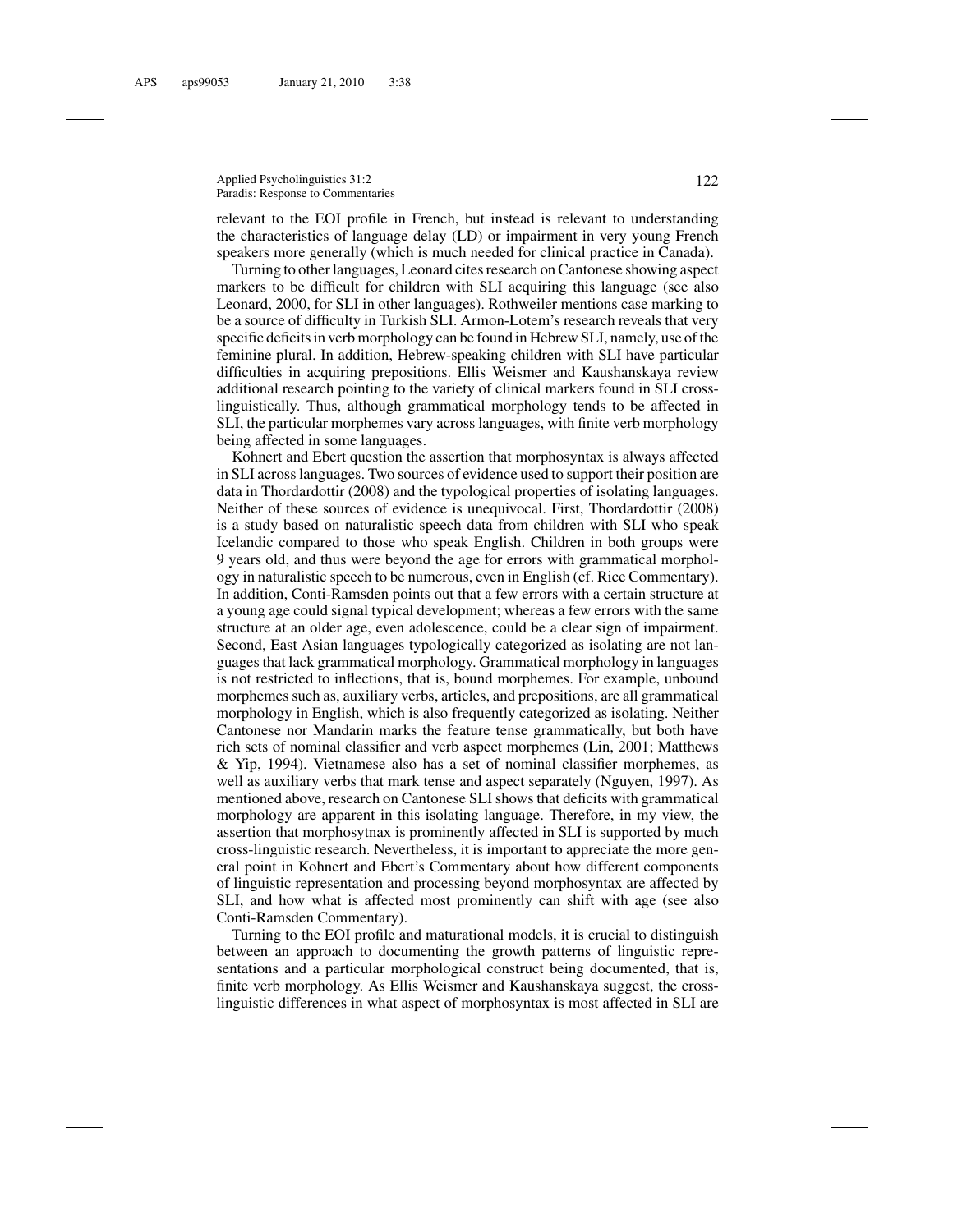relevant to the EOI profile in French, but instead is relevant to understanding the characteristics of language delay (LD) or impairment in very young French speakers more generally (which is much needed for clinical practice in Canada).

Turning to other languages, Leonard cites research on Cantonese showing aspect markers to be difficult for children with SLI acquiring this language (see also Leonard, 2000, for SLI in other languages). Rothweiler mentions case marking to be a source of difficulty in Turkish SLI. Armon-Lotem's research reveals that very specific deficits in verb morphology can be found in Hebrew SLI, namely, use of the feminine plural. In addition, Hebrew-speaking children with SLI have particular difficulties in acquiring prepositions. Ellis Weismer and Kaushanskaya review additional research pointing to the variety of clinical markers found in SLI cross-linguistically. Thus, although grammatical morphology tends to be affected in SLI, the particular morphemes vary across languages, with finite verb morphology being affected in some languages.

Kohnert and Ebert question the assertion that morphosyntax is always affected in SLI across languages. Two sources of evidence used to support their position are data in Thordardottir (2008) and the typological properties of isolating languages. Neither of these sources of evidence is unequivocal. First, Thordardottir (2008) is a study based on naturalistic speech data from children with SLI who speak Icelandic compared to those who speak English. Children in both groups were 9 years old, and thus were beyond the age for errors with grammatical morphology in naturalistic speech to be numerous, even in English (cf. Rice Commentary). In addition, Conti-Ramsden points out that a few errors with a certain structure at a young age could signal typical development; whereas a few errors with the same structure at an older age, even adolescence, could be a clear sign of impairment. Second, East Asian languages typologically categorized as isolating are not languages that lack grammatical morphology. Grammatical morphology in languages is not restricted to inflections, that is, bound morphemes. For example, unbound morphemes such as, auxiliary verbs, articles, and prepositions, are all grammatical morphology in English, which is also frequently categorized as isolating. Neither Cantonese nor Mandarin marks the feature tense grammatically, but both have rich sets of nominal classifier and verb aspect morphemes (Lin, 2001; Matthews & Yip, 1994). Vietnamese also has a set of nominal classifier morphemes, as well as auxiliary verbs that mark tense and aspect separately (Nguyen, 1997). As mentioned above, research on Cantonese SLI shows that deficits with grammatical morphology are apparent in this isolating language. Therefore, in my view, the assertion that morphosytnax is prominently affected in SLI is supported by much cross-linguistic research. Nevertheless, it is important to appreciate the more general point in Kohnert and Ebert's Commentary about how different components of linguistic representation and processing beyond morphosyntax are affected by SLI, and how what is affected most prominently can shift with age (see also Conti-Ramsden Commentary).

Turning to the EOI profile and maturational models, it is crucial to distinguish between an approach to documenting the growth patterns of linguistic representations and a particular morphological construct being documented, that is, finite verb morphology. As Ellis Weismer and Kaushanskaya suggest, the cross-linguistic differences in what aspect of morphosyntax is most affected in SLI are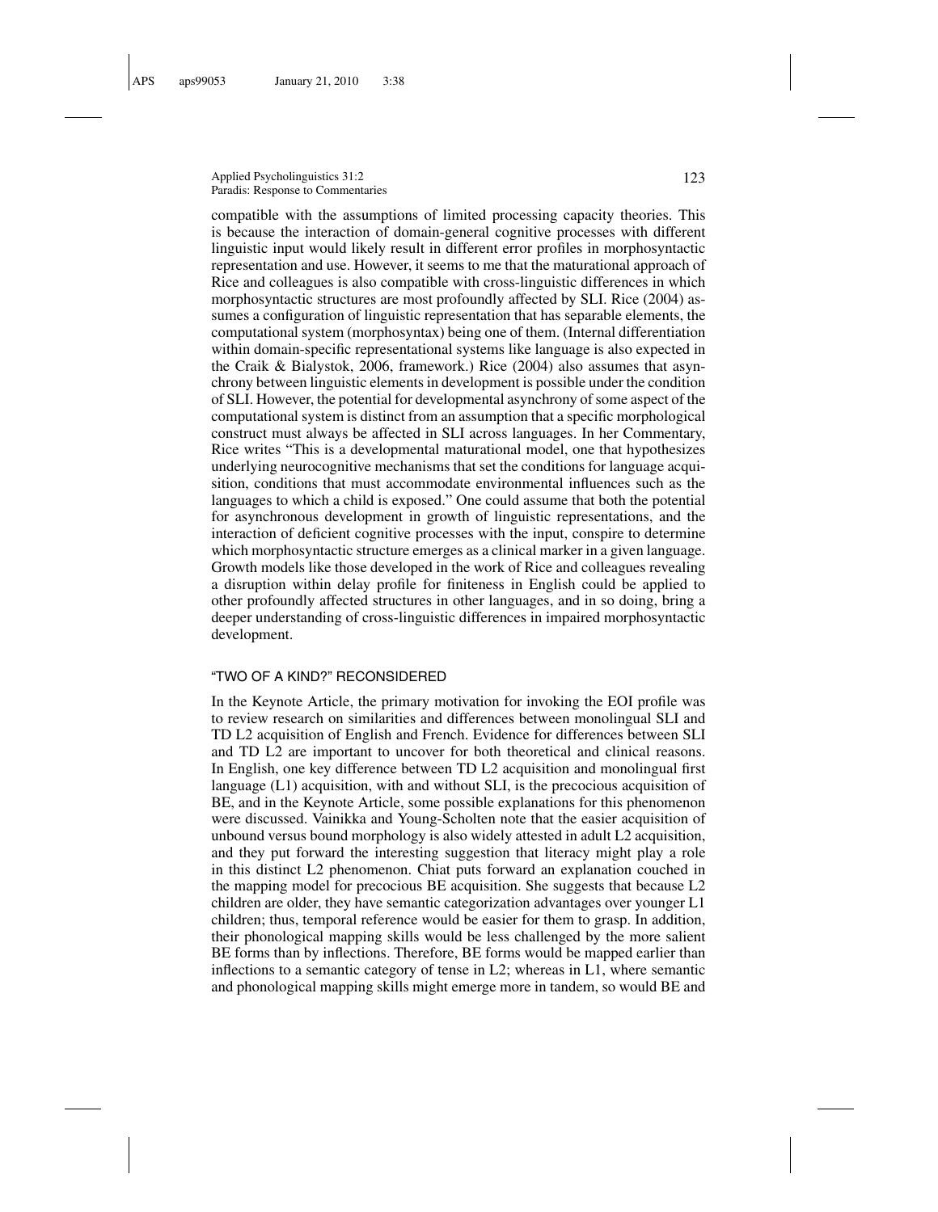compatible with the assumptions of limited processing capacity theories. This is because the interaction of domain-general cognitive processes with different linguistic input would likely result in different error profiles in morphosyntactic representation and use. However, it seems to me that the maturational approach of Rice and colleagues is also compatible with cross-linguistic differences in which morphosyntactic structures are most profoundly affected by SLI. Rice (2004) assumes a configuration of linguistic representation that has separable elements, the computational system (morphosyntax) being one of them. (Internal differentiation within domain-specific representational systems like language is also expected in the Craik & Bialystok, 2006, framework.) Rice (2004) also assumes that asynchrony between linguistic elements in development is possible under the condition of SLI. However, the potential for developmental asynchrony of some aspect of the computational system is distinct from an assumption that a specific morphological construct must always be affected in SLI across languages. In her Commentary, Rice writes "This is a developmental maturational model, one that hypothesizes underlying neurocognitive mechanisms that set the conditions for language acquisition, conditions that must accommodate environmental influences such as the languages to which a child is exposed." One could assume that both the potential for asynchronous development in growth of linguistic representations, and the interaction of deficient cognitive processes with the input, conspire to determine which morphosyntactic structure emerges as a clinical marker in a given language. Growth models like those developed in the work of Rice and colleagues revealing a disruption within delay profile for finiteness in English could be applied to other profoundly affected structures in other languages, and in so doing, bring a deeper understanding of cross-linguistic differences in impaired morphosyntactic development.

## "TWO OF A KIND?" RECONSIDERED

In the Keynote Article, the primary motivation for invoking the EOI profile was to review research on similarities and differences between monolingual SLI and TD L2 acquisition of English and French. Evidence for differences between SLI and TD L2 are important to uncover for both theoretical and clinical reasons. In English, one key difference between TD L2 acquisition and monolingual first language (L1) acquisition, with and without SLI, is the precocious acquisition of BE, and in the Keynote Article, some possible explanations for this phenomenon were discussed. Vainikka and Young-Scholten note that the easier acquisition of unbound versus bound morphology is also widely attested in adult L2 acquisition, and they put forward the interesting suggestion that literacy might play a role in this distinct L2 phenomenon. Chiat puts forward an explanation couched in the mapping model for precocious BE acquisition. She suggests that because L2 children are older, they have semantic categorization advantages over younger L1 children; thus, temporal reference would be easier for them to grasp. In addition, their phonological mapping skills would be less challenged by the more salient BE forms than by inflections. Therefore, BE forms would be mapped earlier than inflections to a semantic category of tense in L2; whereas in L1, where semantic and phonological mapping skills might emerge more in tandem, so would BE and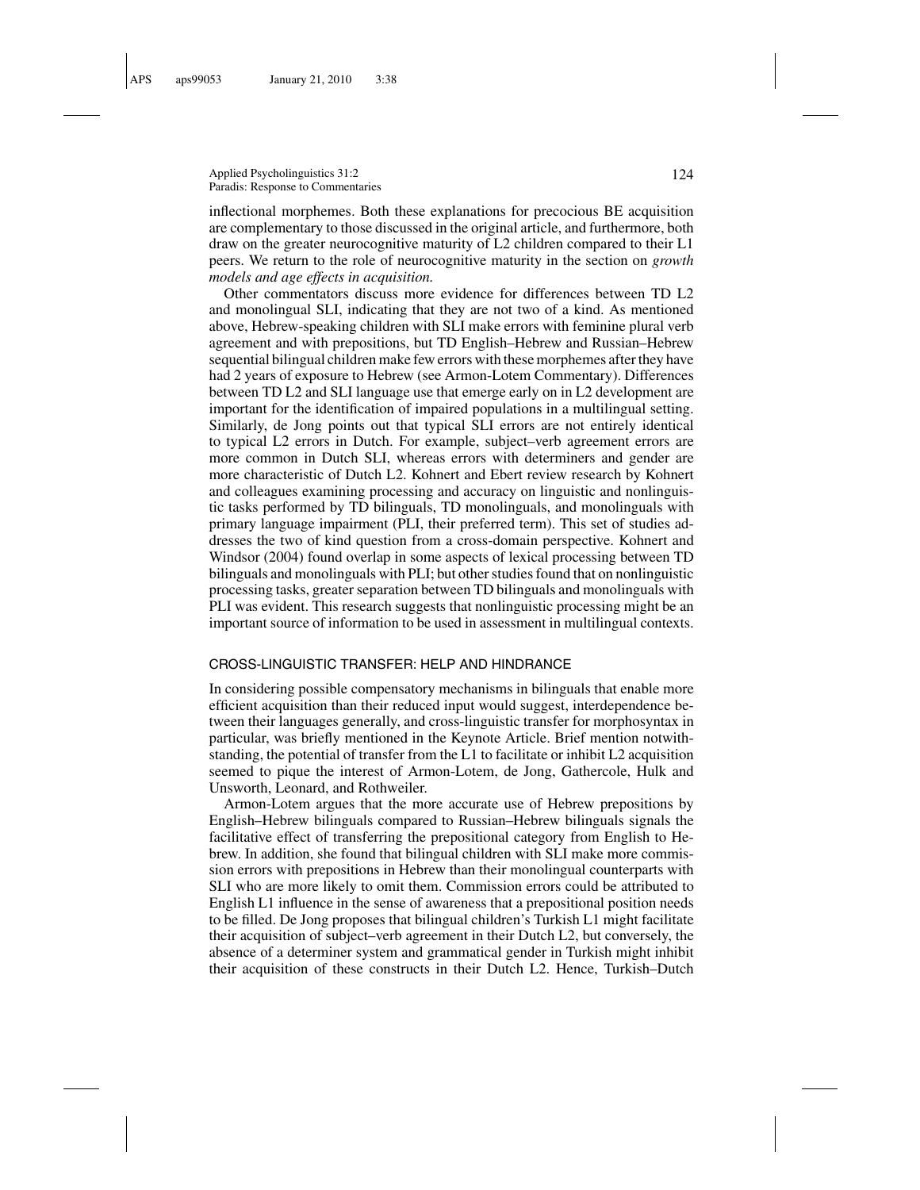inflectional morphemes. Both these explanations for precocious BE acquisition are complementary to those discussed in the original article, and furthermore, both draw on the greater neurocognitive maturity of L2 children compared to their L1 peers. We return to the role of neurocognitive maturity in the section on *growth models and age effects in acquisition.*

Other commentators discuss more evidence for differences between TD L2 and monolingual SLI, indicating that they are not two of a kind. As mentioned above, Hebrew-speaking children with SLI make errors with feminine plural verb agreement and with prepositions, but TD English–Hebrew and Russian–Hebrew sequential bilingual children make few errors with these morphemes after they have had 2 years of exposure to Hebrew (see Armon-Lotem Commentary). Differences between TD L2 and SLI language use that emerge early on in L2 development are important for the identification of impaired populations in a multilingual setting. Similarly, de Jong points out that typical SLI errors are not entirely identical to typical L2 errors in Dutch. For example, subject–verb agreement errors are more common in Dutch SLI, whereas errors with determiners and gender are more characteristic of Dutch L2. Kohnert and Ebert review research by Kohnert and colleagues examining processing and accuracy on linguistic and nonlinguistic tasks performed by TD bilinguals, TD monolinguals, and monolinguals with primary language impairment (PLI, their preferred term). This set of studies addresses the two of kind question from a cross-domain perspective. Kohnert and Windsor (2004) found overlap in some aspects of lexical processing between TD bilinguals and monolinguals with PLI; but other studies found that on nonlinguistic processing tasks, greater separation between TD bilinguals and monolinguals with PLI was evident. This research suggests that nonlinguistic processing might be an important source of information to be used in assessment in multilingual contexts.

## CROSS-LINGUISTIC TRANSFER: HELP AND HINDRANCE

In considering possible compensatory mechanisms in bilinguals that enable more efficient acquisition than their reduced input would suggest, interdependence between their languages generally, and cross-linguistic transfer for morphosyntax in particular, was briefly mentioned in the Keynote Article. Brief mention notwithstanding, the potential of transfer from the L1 to facilitate or inhibit L2 acquisition seemed to pique the interest of Armon-Lotem, de Jong, Gathercole, Hulk and Unsworth, Leonard, and Rothweiler.

Armon-Lotem argues that the more accurate use of Hebrew prepositions by English–Hebrew bilinguals compared to Russian–Hebrew bilinguals signals the facilitative effect of transferring the prepositional category from English to Hebrew. In addition, she found that bilingual children with SLI make more commission errors with prepositions in Hebrew than their monolingual counterparts with SLI who are more likely to omit them. Commission errors could be attributed to English L1 influence in the sense of awareness that a prepositional position needs to be filled. De Jong proposes that bilingual children's Turkish L1 might facilitate their acquisition of subject–verb agreement in their Dutch L2, but conversely, the absence of a determiner system and grammatical gender in Turkish might inhibit their acquisition of these constructs in their Dutch L2. Hence, Turkish–Dutch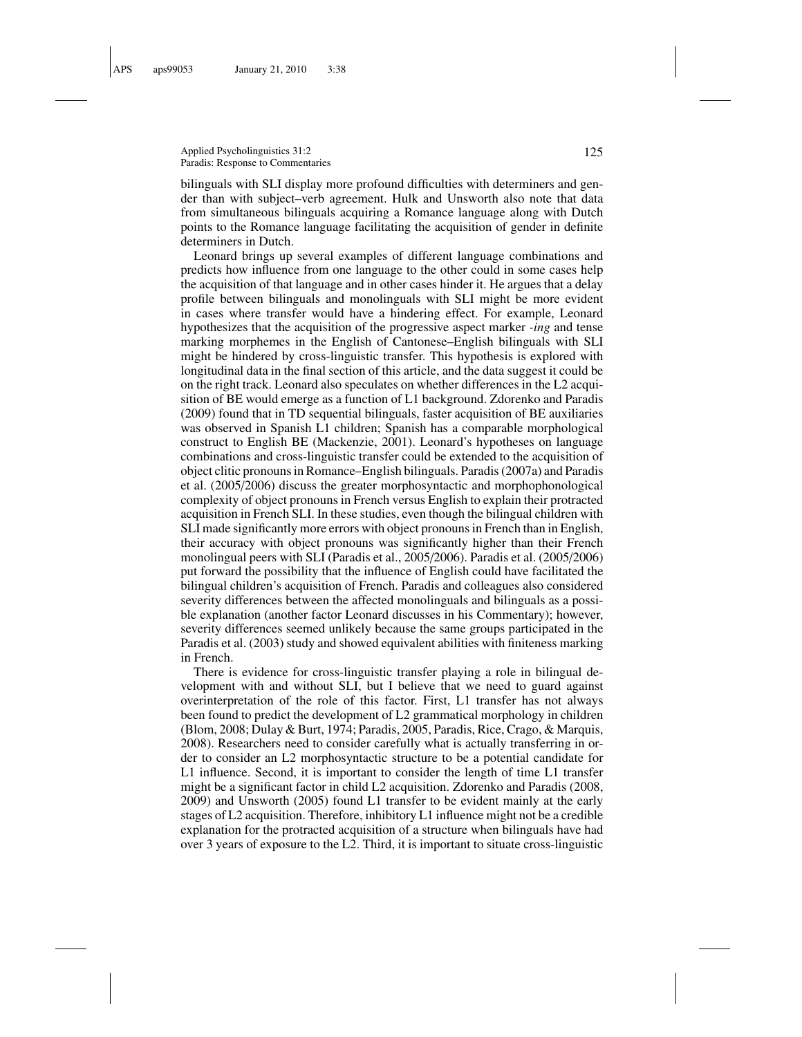bilinguals with SLI display more profound difficulties with determiners and gender than with subject–verb agreement. Hulk and Unsworth also note that data from simultaneous bilinguals acquiring a Romance language along with Dutch points to the Romance language facilitating the acquisition of gender in definite determiners in Dutch.

Leonard brings up several examples of different language combinations and predicts how influence from one language to the other could in some cases help the acquisition of that language and in other cases hinder it. He argues that a delay profile between bilinguals and monolinguals with SLI might be more evident in cases where transfer would have a hindering effect. For example, Leonard hypothesizes that the acquisition of the progressive aspect marker *-ing* and tense marking morphemes in the English of Cantonese–English bilinguals with SLI might be hindered by cross-linguistic transfer. This hypothesis is explored with longitudinal data in the final section of this article, and the data suggest it could be on the right track. Leonard also speculates on whether differences in the L2 acquisition of BE would emerge as a function of L1 background. Zdorenko and Paradis (2009) found that in TD sequential bilinguals, faster acquisition of BE auxiliaries was observed in Spanish L1 children; Spanish has a comparable morphological construct to English BE (Mackenzie, 2001). Leonard's hypotheses on language combinations and cross-linguistic transfer could be extended to the acquisition of object clitic pronouns in Romance–English bilinguals. Paradis (2007a) and Paradis et al. (2005/2006) discuss the greater morphosyntactic and morphophonological complexity of object pronouns in French versus English to explain their protracted acquisition in French SLI. In these studies, even though the bilingual children with SLI made significantly more errors with object pronouns in French than in English, their accuracy with object pronouns was significantly higher than their French monolingual peers with SLI (Paradis et al., 2005/2006). Paradis et al. (2005/2006) put forward the possibility that the influence of English could have facilitated the bilingual children's acquisition of French. Paradis and colleagues also considered severity differences between the affected monolinguals and bilinguals as a possible explanation (another factor Leonard discusses in his Commentary); however, severity differences seemed unlikely because the same groups participated in the Paradis et al. (2003) study and showed equivalent abilities with finiteness marking in French.

There is evidence for cross-linguistic transfer playing a role in bilingual development with and without SLI, but I believe that we need to guard against overinterpretation of the role of this factor. First, L1 transfer has not always been found to predict the development of L2 grammatical morphology in children (Blom, 2008; Dulay & Burt, 1974; Paradis, 2005, Paradis, Rice, Crago, & Marquis, 2008). Researchers need to consider carefully what is actually transferring in order to consider an L2 morphosyntactic structure to be a potential candidate for L1 influence. Second, it is important to consider the length of time L1 transfer might be a significant factor in child L2 acquisition. Zdorenko and Paradis (2008, 2009) and Unsworth (2005) found L1 transfer to be evident mainly at the early stages of L2 acquisition. Therefore, inhibitory L1 influence might not be a credible explanation for the protracted acquisition of a structure when bilinguals have had over 3 years of exposure to the L2. Third, it is important to situate cross-linguistic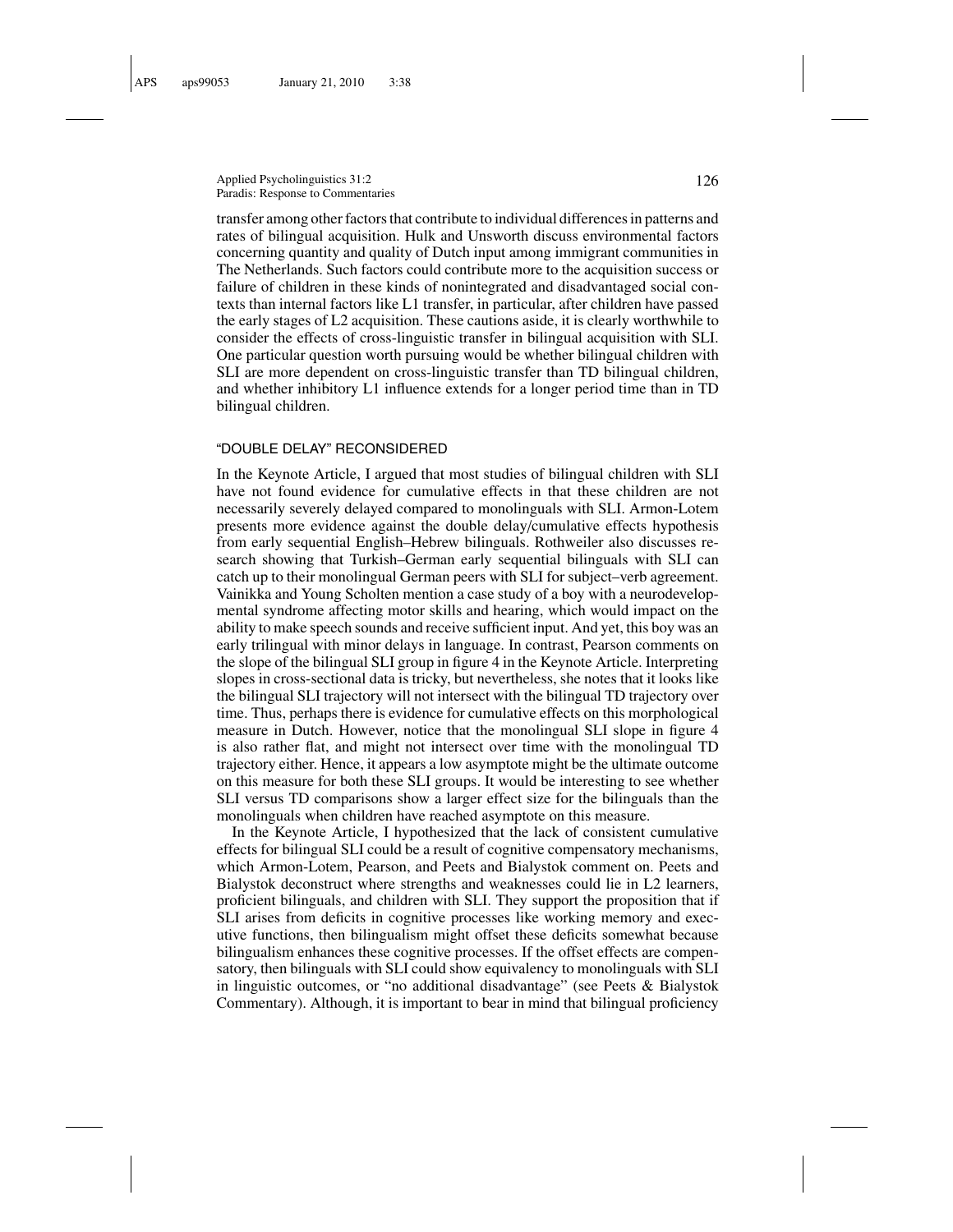transfer among other factors that contribute to individual differences in patterns and rates of bilingual acquisition. Hulk and Unsworth discuss environmental factors concerning quantity and quality of Dutch input among immigrant communities in The Netherlands. Such factors could contribute more to the acquisition success or failure of children in these kinds of nonintegrated and disadvantaged social contexts than internal factors like L1 transfer, in particular, after children have passed the early stages of L2 acquisition. These cautions aside, it is clearly worthwhile to consider the effects of cross-linguistic transfer in bilingual acquisition with SLI. One particular question worth pursuing would be whether bilingual children with SLI are more dependent on cross-linguistic transfer than TD bilingual children, and whether inhibitory L1 influence extends for a longer period time than in TD bilingual children.

## "DOUBLE DELAY" RECONSIDERED

In the Keynote Article, I argued that most studies of bilingual children with SLI have not found evidence for cumulative effects in that these children are not necessarily severely delayed compared to monolinguals with SLI. Armon-Lotem presents more evidence against the double delay/cumulative effects hypothesis from early sequential English–Hebrew bilinguals. Rothweiler also discusses research showing that Turkish–German early sequential bilinguals with SLI can catch up to their monolingual German peers with SLI for subject–verb agreement. Vainikka and Young Scholten mention a case study of a boy with a neurodevelopmental syndrome affecting motor skills and hearing, which would impact on the ability to make speech sounds and receive sufficient input. And yet, this boy was an early trilingual with minor delays in language. In contrast, Pearson comments on the slope of the bilingual SLI group in figure 4 in the Keynote Article. Interpreting slopes in cross-sectional data is tricky, but nevertheless, she notes that it looks like the bilingual SLI trajectory will not intersect with the bilingual TD trajectory over time. Thus, perhaps there is evidence for cumulative effects on this morphological measure in Dutch. However, notice that the monolingual SLI slope in figure 4 is also rather flat, and might not intersect over time with the monolingual TD trajectory either. Hence, it appears a low asymptote might be the ultimate outcome on this measure for both these SLI groups. It would be interesting to see whether SLI versus TD comparisons show a larger effect size for the bilinguals than the monolinguals when children have reached asymptote on this measure.

In the Keynote Article, I hypothesized that the lack of consistent cumulative effects for bilingual SLI could be a result of cognitive compensatory mechanisms, which Armon-Lotem, Pearson, and Peets and Bialystok comment on. Peets and Bialystok deconstruct where strengths and weaknesses could lie in L2 learners, proficient bilinguals, and children with SLI. They support the proposition that if SLI arises from deficits in cognitive processes like working memory and executive functions, then bilingualism might offset these deficits somewhat because bilingualism enhances these cognitive processes. If the offset effects are compensatory, then bilinguals with SLI could show equivalency to monolinguals with SLI in linguistic outcomes, or "no additional disadvantage" (see Peets & Bialystok Commentary). Although, it is important to bear in mind that bilingual proficiency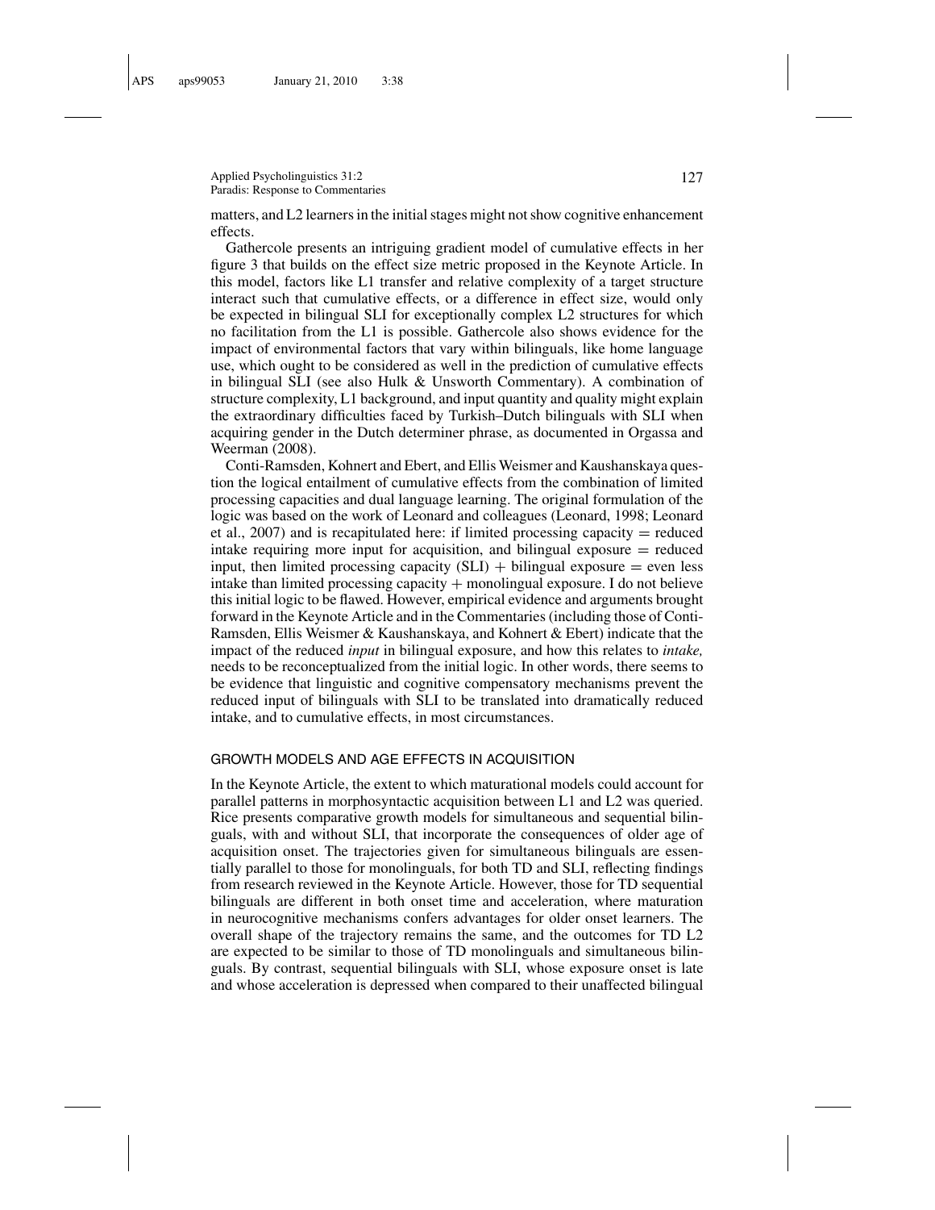matters, and L2 learners in the initial stages might not show cognitive enhancement effects.

Gathercole presents an intriguing gradient model of cumulative effects in her figure 3 that builds on the effect size metric proposed in the Keynote Article. In this model, factors like L1 transfer and relative complexity of a target structure interact such that cumulative effects, or a difference in effect size, would only be expected in bilingual SLI for exceptionally complex L2 structures for which no facilitation from the L1 is possible. Gathercole also shows evidence for the impact of environmental factors that vary within bilinguals, like home language use, which ought to be considered as well in the prediction of cumulative effects in bilingual SLI (see also Hulk & Unsworth Commentary). A combination of structure complexity, L1 background, and input quantity and quality might explain the extraordinary difficulties faced by Turkish–Dutch bilinguals with SLI when acquiring gender in the Dutch determiner phrase, as documented in Orgassa and Weerman (2008).

Conti-Ramsden, Kohnert and Ebert, and Ellis Weismer and Kaushanskaya question the logical entailment of cumulative effects from the combination of limited processing capacities and dual language learning. The original formulation of the logic was based on the work of Leonard and colleagues (Leonard, 1998; Leonard et al., 2007) and is recapitulated here: if limited processing capacity = reduced intake requiring more input for acquisition, and bilingual exposure = reduced input, then limited processing capacity (SLI) + bilingual exposure = even less intake than limited processing capacity + monolingual exposure. I do not believe this initial logic to be flawed. However, empirical evidence and arguments brought forward in the Keynote Article and in the Commentaries (including those of Conti-Ramsden, Ellis Weismer & Kaushanskaya, and Kohnert & Ebert) indicate that the impact of the reduced *input* in bilingual exposure, and how this relates to *intake,* needs to be reconceptualized from the initial logic. In other words, there seems to be evidence that linguistic and cognitive compensatory mechanisms prevent the reduced input of bilinguals with SLI to be translated into dramatically reduced intake, and to cumulative effects, in most circumstances.

## GROWTH MODELS AND AGE EFFECTS IN ACQUISITION

In the Keynote Article, the extent to which maturational models could account for parallel patterns in morphosyntactic acquisition between L1 and L2 was queried. Rice presents comparative growth models for simultaneous and sequential bilinguals, with and without SLI, that incorporate the consequences of older age of acquisition onset. The trajectories given for simultaneous bilinguals are essentially parallel to those for monolinguals, for both TD and SLI, reflecting findings from research reviewed in the Keynote Article. However, those for TD sequential bilinguals are different in both onset time and acceleration, where maturation in neurocognitive mechanisms confers advantages for older onset learners. The overall shape of the trajectory remains the same, and the outcomes for TD L2 are expected to be similar to those of TD monolinguals and simultaneous bilinguals. By contrast, sequential bilinguals with SLI, whose exposure onset is late and whose acceleration is depressed when compared to their unaffected bilingual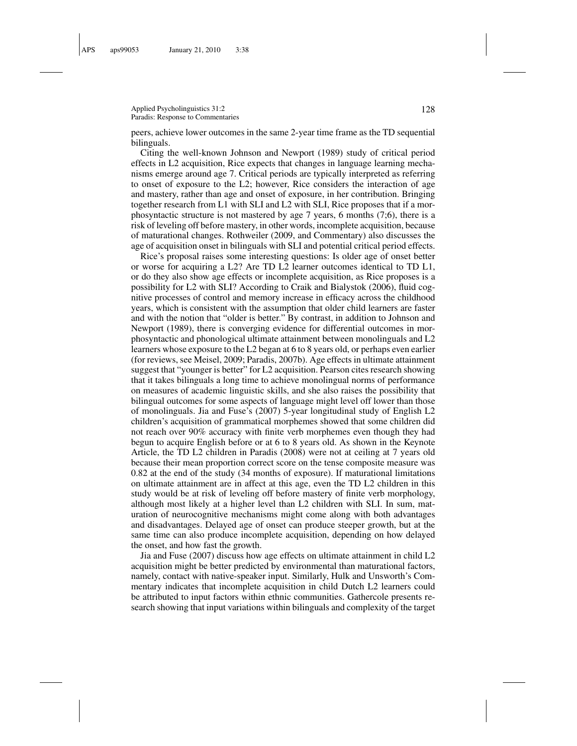peers, achieve lower outcomes in the same 2-year time frame as the TD sequential bilinguals.

Citing the well-known Johnson and Newport (1989) study of critical period effects in L2 acquisition, Rice expects that changes in language learning mechanisms emerge around age 7. Critical periods are typically interpreted as referring to onset of exposure to the L2; however, Rice considers the interaction of age and mastery, rather than age and onset of exposure, in her contribution. Bringing together research from L1 with SLI and L2 with SLI, Rice proposes that if a morphosyntactic structure is not mastered by age 7 years, 6 months (7;6), there is a risk of leveling off before mastery, in other words, incomplete acquisition, because of maturational changes. Rothweiler (2009, and Commentary) also discusses the age of acquisition onset in bilinguals with SLI and potential critical period effects.

Rice's proposal raises some interesting questions: Is older age of onset better or worse for acquiring a L2? Are TD L2 learner outcomes identical to TD L1, or do they also show age effects or incomplete acquisition, as Rice proposes is a possibility for L2 with SLI? According to Craik and Bialystok (2006), fluid cognitive processes of control and memory increase in efficacy across the childhood years, which is consistent with the assumption that older child learners are faster and with the notion that "older is better." By contrast, in addition to Johnson and Newport (1989), there is converging evidence for differential outcomes in morphosyntactic and phonological ultimate attainment between monolinguals and L2 learners whose exposure to the L2 began at 6 to 8 years old, or perhaps even earlier (for reviews, see Meisel, 2009; Paradis, 2007b). Age effects in ultimate attainment suggest that "younger is better" for L2 acquisition. Pearson cites research showing that it takes bilinguals a long time to achieve monolingual norms of performance on measures of academic linguistic skills, and she also raises the possibility that bilingual outcomes for some aspects of language might level off lower than those of monolinguals. Jia and Fuse's (2007) 5-year longitudinal study of English L2 children's acquisition of grammatical morphemes showed that some children did not reach over 90% accuracy with finite verb morphemes even though they had begun to acquire English before or at 6 to 8 years old. As shown in the Keynote Article, the TD L2 children in Paradis (2008) were not at ceiling at 7 years old because their mean proportion correct score on the tense composite measure was 0.82 at the end of the study (34 months of exposure). If maturational limitations on ultimate attainment are in affect at this age, even the TD L2 children in this study would be at risk of leveling off before mastery of finite verb morphology, although most likely at a higher level than L2 children with SLI. In sum, maturation of neurocognitive mechanisms might come along with both advantages and disadvantages. Delayed age of onset can produce steeper growth, but at the same time can also produce incomplete acquisition, depending on how delayed the onset, and how fast the growth.

Jia and Fuse (2007) discuss how age effects on ultimate attainment in child L2 acquisition might be better predicted by environmental than maturational factors, namely, contact with native-speaker input. Similarly, Hulk and Unsworth's Commentary indicates that incomplete acquisition in child Dutch L2 learners could be attributed to input factors within ethnic communities. Gathercole presents research showing that input variations within bilinguals and complexity of the target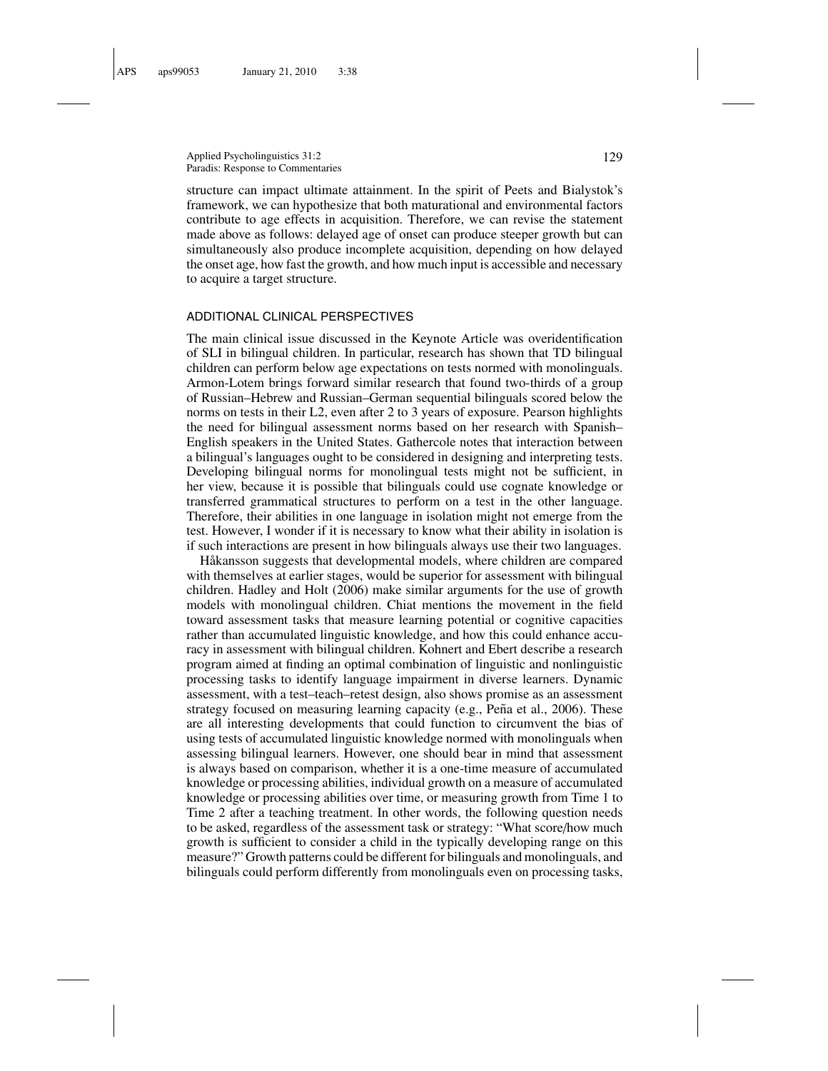structure can impact ultimate attainment. In the spirit of Peets and Bialystok's framework, we can hypothesize that both maturational and environmental factors contribute to age effects in acquisition. Therefore, we can revise the statement made above as follows: delayed age of onset can produce steeper growth but can simultaneously also produce incomplete acquisition, depending on how delayed the onset age, how fast the growth, and how much input is accessible and necessary to acquire a target structure.

## ADDITIONAL CLINICAL PERSPECTIVES

The main clinical issue discussed in the Keynote Article was overidentification of SLI in bilingual children. In particular, research has shown that TD bilingual children can perform below age expectations on tests normed with monolinguals. Armon-Lotem brings forward similar research that found two-thirds of a group of Russian–Hebrew and Russian–German sequential bilinguals scored below the norms on tests in their L2, even after 2 to 3 years of exposure. Pearson highlights the need for bilingual assessment norms based on her research with Spanish–English speakers in the United States. Gathercole notes that interaction between a bilingual's languages ought to be considered in designing and interpreting tests. Developing bilingual norms for monolingual tests might not be sufficient, in her view, because it is possible that bilinguals could use cognate knowledge or transferred grammatical structures to perform on a test in the other language. Therefore, their abilities in one language in isolation might not emerge from the test. However, I wonder if it is necessary to know what their ability in isolation is if such interactions are present in how bilinguals always use their two languages.

Håkansson suggests that developmental models, where children are compared with themselves at earlier stages, would be superior for assessment with bilingual children. Hadley and Holt (2006) make similar arguments for the use of growth models with monolingual children. Chiat mentions the movement in the field toward assessment tasks that measure learning potential or cognitive capacities rather than accumulated linguistic knowledge, and how this could enhance accuracy in assessment with bilingual children. Kohnert and Ebert describe a research program aimed at finding an optimal combination of linguistic and nonlinguistic processing tasks to identify language impairment in diverse learners. Dynamic assessment, with a test–teach–retest design, also shows promise as an assessment strategy focused on measuring learning capacity (e.g., Peña et al., 2006). These are all interesting developments that could function to circumvent the bias of using tests of accumulated linguistic knowledge normed with monolinguals when assessing bilingual learners. However, one should bear in mind that assessment is always based on comparison, whether it is a one-time measure of accumulated knowledge or processing abilities, individual growth on a measure of accumulated knowledge or processing abilities over time, or measuring growth from Time 1 to Time 2 after a teaching treatment. In other words, the following question needs to be asked, regardless of the assessment task or strategy: "What score/how much growth is sufficient to consider a child in the typically developing range on this measure?" Growth patterns could be different for bilinguals and monolinguals, and bilinguals could perform differently from monolinguals even on processing tasks,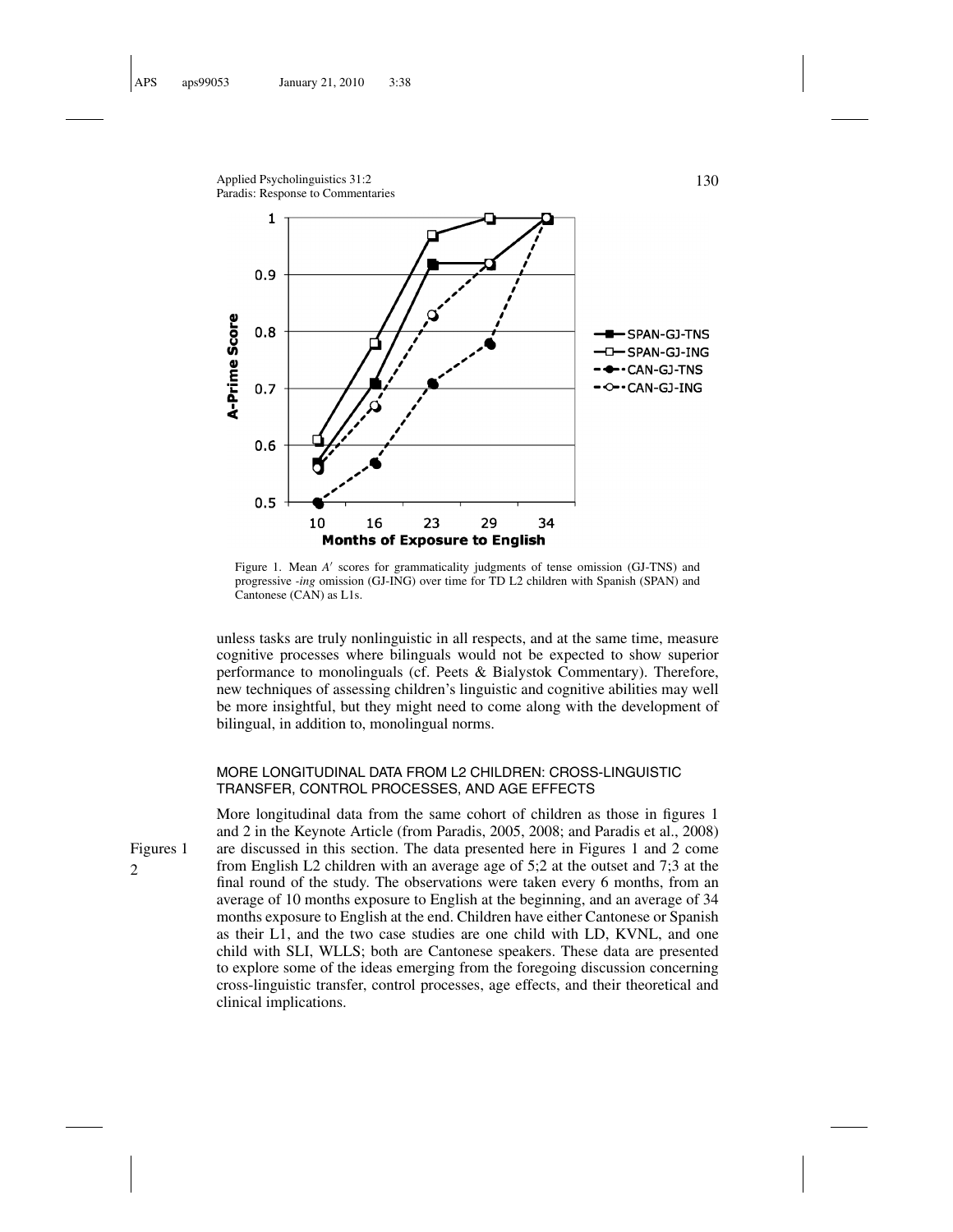Figure 1. Mean $A'$ scores for grammaticality judgments of tense omission (GJ-TNS) and progressive *-ing* omission (GJ-ING) over time for TD L2 children with Spanish (SPAN) and Cantonese (CAN) as L1s.

unless tasks are truly nonlinguistic in all respects, and at the same time, measure cognitive processes where bilinguals would not be expected to show superior performance to monolinguals (cf. Peets & Bialystok Commentary). Therefore, new techniques of assessing children's linguistic and cognitive abilities may well be more insightful, but they might need to come along with the development of bilingual, in addition to, monolingual norms.

## MORE LONGITUDINAL DATA FROM L2 CHILDREN: CROSS-LINGUISTIC TRANSFER, CONTROL PROCESSES, AND AGE EFFECTS

More longitudinal data from the same cohort of children as those in figures 1 and 2 in the Keynote Article (from Paradis, 2005, 2008; and Paradis et al., 2008) are discussed in this section. The data presented here in Figures 1 and 2 come from English L2 children with an average age of 5;2 at the outset and 7;3 at the final round of the study. The observations were taken every 6 months, from an average of 10 months exposure to English at the beginning, and an average of 34 months exposure to English at the end. Children have either Cantonese or Spanish as their L1, and the two case studies are one child with LD, KVNL, and one child with SLI, WLLS; both are Cantonese speakers. These data are presented to explore some of the ideas emerging from the foregoing discussion concerning cross-linguistic transfer, control processes, age effects, and their theoretical and clinical implications.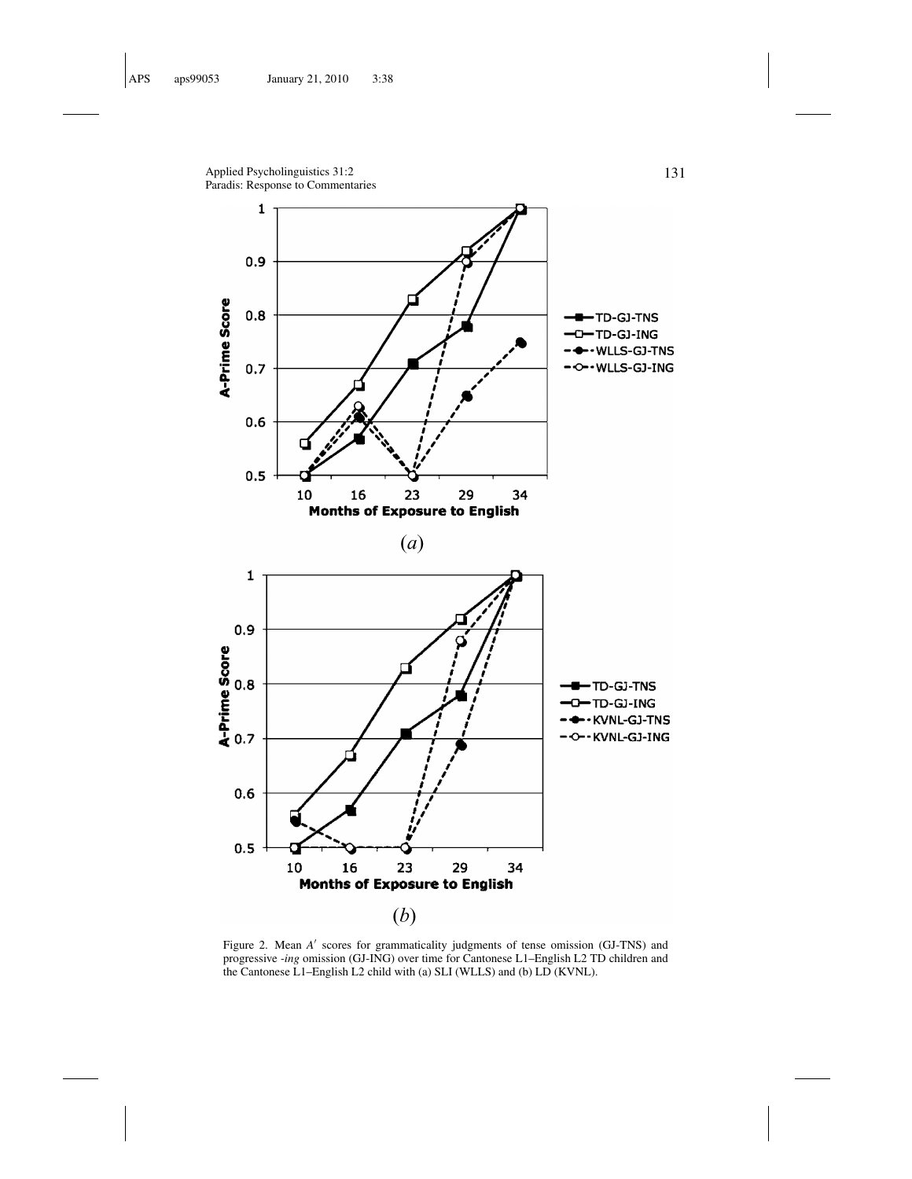Figure 2. Mean $A'$ scores for grammaticality judgments of tense omission (GJ-TNS) and progressive *-ing* omission (GJ-ING) over time for Cantonese L1–English L2 TD children and the Cantonese L1–English L2 child with (a) SLI (WLLS) and (b) LD (KVNL).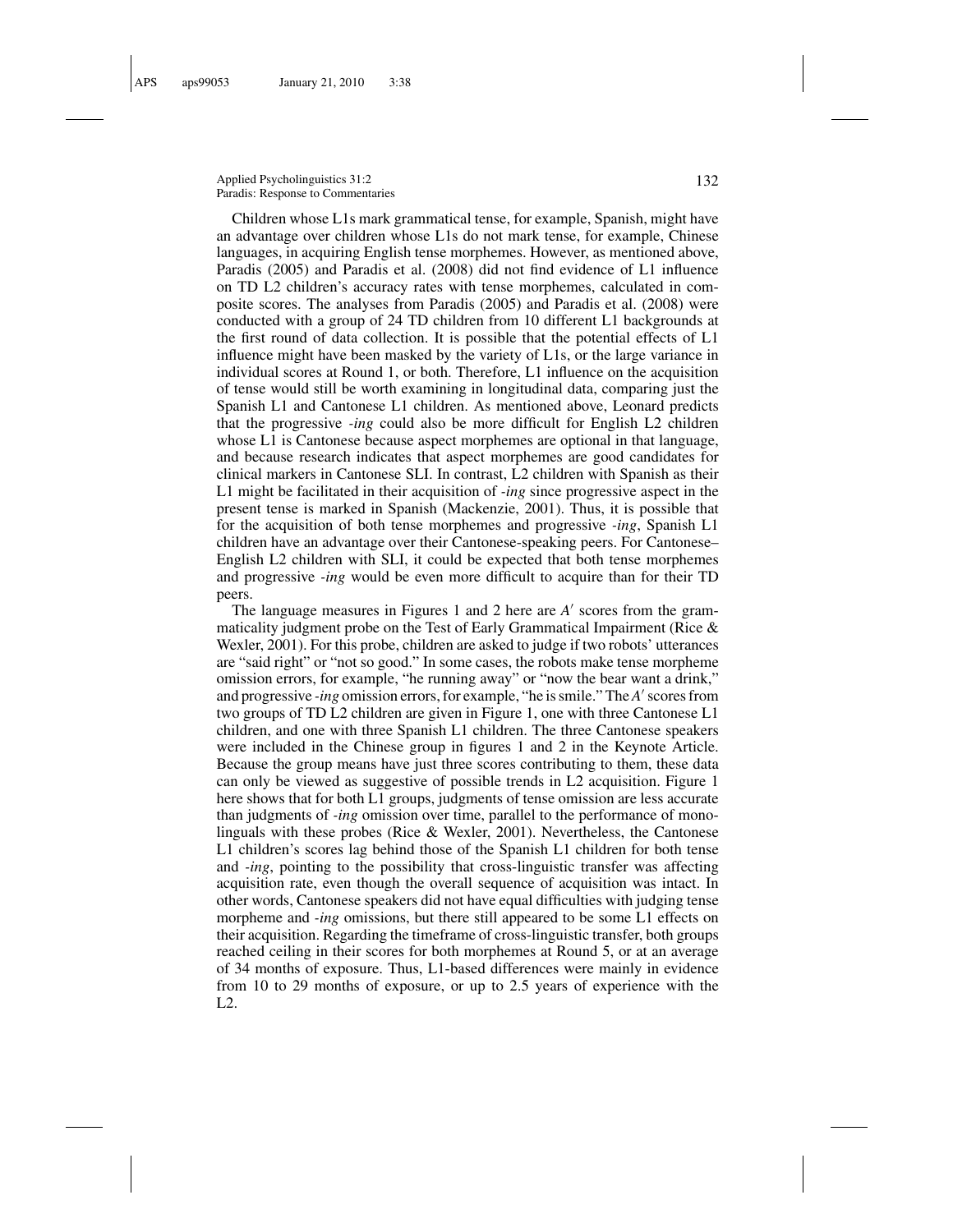Children whose L1s mark grammatical tense, for example, Spanish, might have an advantage over children whose L1s do not mark tense, for example, Chinese languages, in acquiring English tense morphemes. However, as mentioned above, Paradis (2005) and Paradis et al. (2008) did not find evidence of L1 influence on TD L2 children's accuracy rates with tense morphemes, calculated in composite scores. The analyses from Paradis (2005) and Paradis et al. (2008) were conducted with a group of 24 TD children from 10 different L1 backgrounds at the first round of data collection. It is possible that the potential effects of L1 influence might have been masked by the variety of L1s, or the large variance in individual scores at Round 1, or both. Therefore, L1 influence on the acquisition of tense would still be worth examining in longitudinal data, comparing just the Spanish L1 and Cantonese L1 children. As mentioned above, Leonard predicts that the progressive *-ing* could also be more difficult for English L2 children whose L1 is Cantonese because aspect morphemes are optional in that language, and because research indicates that aspect morphemes are good candidates for clinical markers in Cantonese SLI. In contrast, L2 children with Spanish as their L1 might be facilitated in their acquisition of *-ing* since progressive aspect in the present tense is marked in Spanish (Mackenzie, 2001). Thus, it is possible that for the acquisition of both tense morphemes and progressive *-ing*, Spanish L1 children have an advantage over their Cantonese-speaking peers. For Cantonese–English L2 children with SLI, it could be expected that both tense morphemes and progressive *-ing* would be even more difficult to acquire than for their TD peers.

The language measures in Figures 1 and 2 here are $A'$ scores from the grammaticality judgment probe on the Test of Early Grammatical Impairment (Rice & Wexler, 2001). For this probe, children are asked to judge if two robots' utterances are "said right" or "not so good." In some cases, the robots make tense morpheme omission errors, for example, "he running away" or "now the bear want a drink," and progressive *-ing* omission errors, for example, "he is smile." The $A'$ scores from two groups of TD L2 children are given in Figure 1, one with three Cantonese L1 children, and one with three Spanish L1 children. The three Cantonese speakers were included in the Chinese group in figures 1 and 2 in the Keynote Article. Because the group means have just three scores contributing to them, these data can only be viewed as suggestive of possible trends in L2 acquisition. Figure 1 here shows that for both L1 groups, judgments of tense omission are less accurate than judgments of *-ing* omission over time, parallel to the performance of monolinguals with these probes (Rice & Wexler, 2001). Nevertheless, the Cantonese L1 children's scores lag behind those of the Spanish L1 children for both tense and *-ing*, pointing to the possibility that cross-linguistic transfer was affecting acquisition rate, even though the overall sequence of acquisition was intact. In other words, Cantonese speakers did not have equal difficulties with judging tense morpheme and *-ing* omissions, but there still appeared to be some L1 effects on their acquisition. Regarding the timeframe of cross-linguistic transfer, both groups reached ceiling in their scores for both morphemes at Round 5, or at an average of 34 months of exposure. Thus, L1-based differences were mainly in evidence from 10 to 29 months of exposure, or up to 2.5 years of experience with the L2.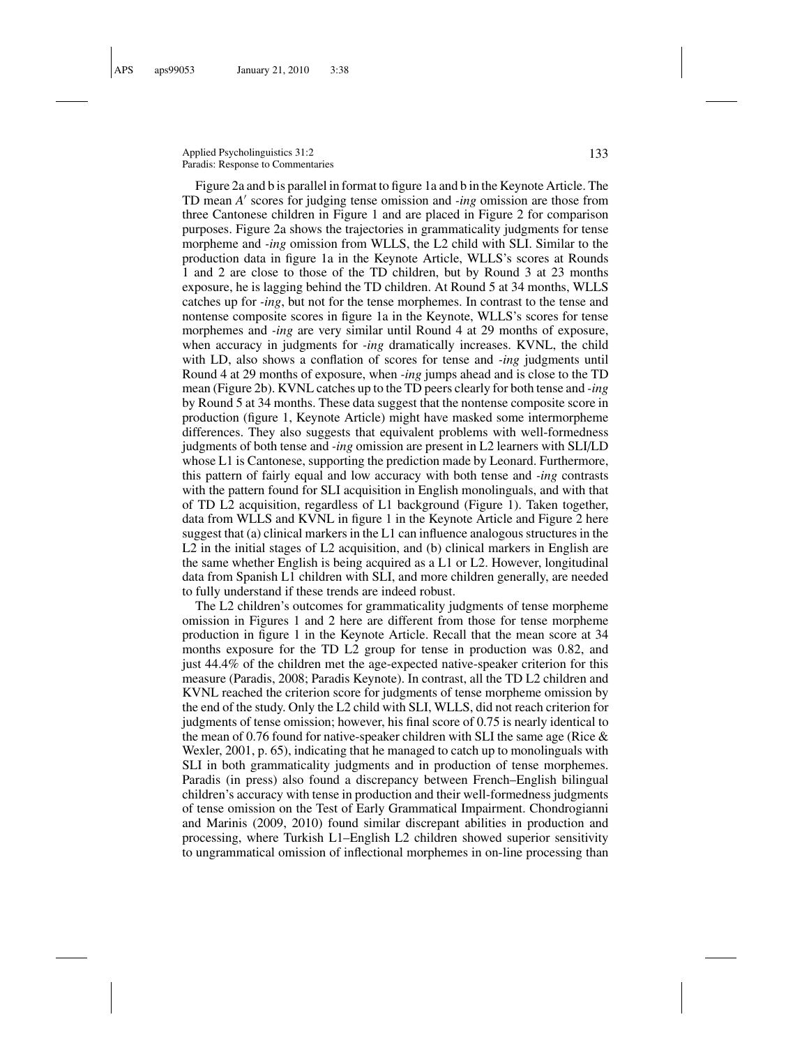Figure 2a and b is parallel in format to figure 1a and b in the Keynote Article. The TD mean $A'$ scores for judging tense omission and *-ing* omission are those from three Cantonese children in Figure 1 and are placed in Figure 2 for comparison purposes. Figure 2a shows the trajectories in grammaticality judgments for tense morpheme and *-ing* omission from WLLS, the L2 child with SLI. Similar to the production data in figure 1a in the Keynote Article, WLLS's scores at Rounds 1 and 2 are close to those of the TD children, but by Round 3 at 23 months exposure, he is lagging behind the TD children. At Round 5 at 34 months, WLLS catches up for *-ing*, but not for the tense morphemes. In contrast to the tense and nontense composite scores in figure 1a in the Keynote, WLLS's scores for tense morphemes and *-ing* are very similar until Round 4 at 29 months of exposure, when accuracy in judgments for *-ing* dramatically increases. KVNL, the child with LD, also shows a conflation of scores for tense and *-ing* judgments until Round 4 at 29 months of exposure, when *-ing* jumps ahead and is close to the TD mean (Figure 2b). KVNL catches up to the TD peers clearly for both tense and *-ing* by Round 5 at 34 months. These data suggest that the nontense composite score in production (figure 1, Keynote Article) might have masked some intermorpheme differences. They also suggests that equivalent problems with well-formedness judgments of both tense and *-ing* omission are present in L2 learners with SLI/LD whose L1 is Cantonese, supporting the prediction made by Leonard. Furthermore, this pattern of fairly equal and low accuracy with both tense and *-ing* contrasts with the pattern found for SLI acquisition in English monolinguals, and with that of TD L2 acquisition, regardless of L1 background (Figure 1). Taken together, data from WLLS and KVNL in figure 1 in the Keynote Article and Figure 2 here suggest that (a) clinical markers in the L1 can influence analogous structures in the L2 in the initial stages of L2 acquisition, and (b) clinical markers in English are the same whether English is being acquired as a L1 or L2. However, longitudinal data from Spanish L1 children with SLI, and more children generally, are needed to fully understand if these trends are indeed robust.

The L2 children's outcomes for grammaticality judgments of tense morpheme omission in Figures 1 and 2 here are different from those for tense morpheme production in figure 1 in the Keynote Article. Recall that the mean score at 34 months exposure for the TD L2 group for tense in production was 0.82, and just 44.4% of the children met the age-expected native-speaker criterion for this measure (Paradis, 2008; Paradis Keynote). In contrast, all the TD L2 children and KVNL reached the criterion score for judgments of tense morpheme omission by the end of the study. Only the L2 child with SLI, WLLS, did not reach criterion for judgments of tense omission; however, his final score of 0.75 is nearly identical to the mean of 0.76 found for native-speaker children with SLI the same age (Rice & Wexler, 2001, p. 65), indicating that he managed to catch up to monolinguals with SLI in both grammaticality judgments and in production of tense morphemes. Paradis (in press) also found a discrepancy between French–English bilingual children's accuracy with tense in production and their well-formedness judgments of tense omission on the Test of Early Grammatical Impairment. Chondrogianni and Marinis (2009, 2010) found similar discrepant abilities in production and processing, where Turkish L1–English L2 children showed superior sensitivity to ungrammatical omission of inflectional morphemes in on-line processing than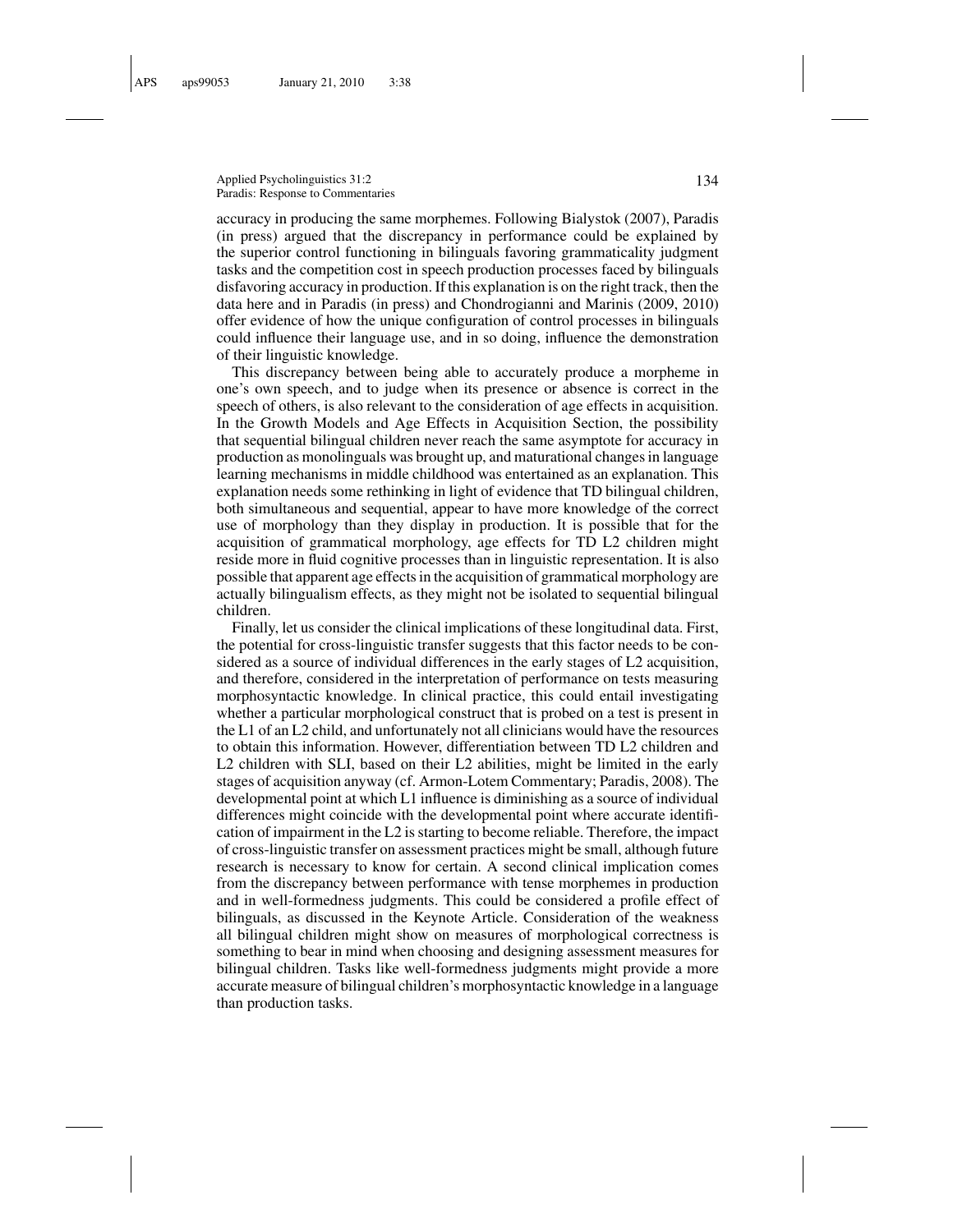accuracy in producing the same morphemes. Following Bialystok (2007), Paradis (in press) argued that the discrepancy in performance could be explained by the superior control functioning in bilinguals favoring grammaticality judgment tasks and the competition cost in speech production processes faced by bilinguals disfavoring accuracy in production. If this explanation is on the right track, then the data here and in Paradis (in press) and Chondrogianni and Marinis (2009, 2010) offer evidence of how the unique configuration of control processes in bilinguals could influence their language use, and in so doing, influence the demonstration of their linguistic knowledge.

This discrepancy between being able to accurately produce a morpheme in one's own speech, and to judge when its presence or absence is correct in the speech of others, is also relevant to the consideration of age effects in acquisition. In the Growth Models and Age Effects in Acquisition Section, the possibility that sequential bilingual children never reach the same asymptote for accuracy in production as monolinguals was brought up, and maturational changes in language learning mechanisms in middle childhood was entertained as an explanation. This explanation needs some rethinking in light of evidence that TD bilingual children, both simultaneous and sequential, appear to have more knowledge of the correct use of morphology than they display in production. It is possible that for the acquisition of grammatical morphology, age effects for TD L2 children might reside more in fluid cognitive processes than in linguistic representation. It is also possible that apparent age effects in the acquisition of grammatical morphology are actually bilingualism effects, as they might not be isolated to sequential bilingual children.

Finally, let us consider the clinical implications of these longitudinal data. First, the potential for cross-linguistic transfer suggests that this factor needs to be considered as a source of individual differences in the early stages of L2 acquisition, and therefore, considered in the interpretation of performance on tests measuring morphosyntactic knowledge. In clinical practice, this could entail investigating whether a particular morphological construct that is probed on a test is present in the L1 of an L2 child, and unfortunately not all clinicians would have the resources to obtain this information. However, differentiation between TD L2 children and L2 children with SLI, based on their L2 abilities, might be limited in the early stages of acquisition anyway (cf. Armon-Lotem Commentary; Paradis, 2008). The developmental point at which L1 influence is diminishing as a source of individual differences might coincide with the developmental point where accurate identification of impairment in the L2 is starting to become reliable. Therefore, the impact of cross-linguistic transfer on assessment practices might be small, although future research is necessary to know for certain. A second clinical implication comes from the discrepancy between performance with tense morphemes in production and in well-formedness judgments. This could be considered a profile effect of bilinguals, as discussed in the Keynote Article. Consideration of the weakness all bilingual children might show on measures of morphological correctness is something to bear in mind when choosing and designing assessment measures for bilingual children. Tasks like well-formedness judgments might provide a more accurate measure of bilingual children's morphosyntactic knowledge in a language than production tasks.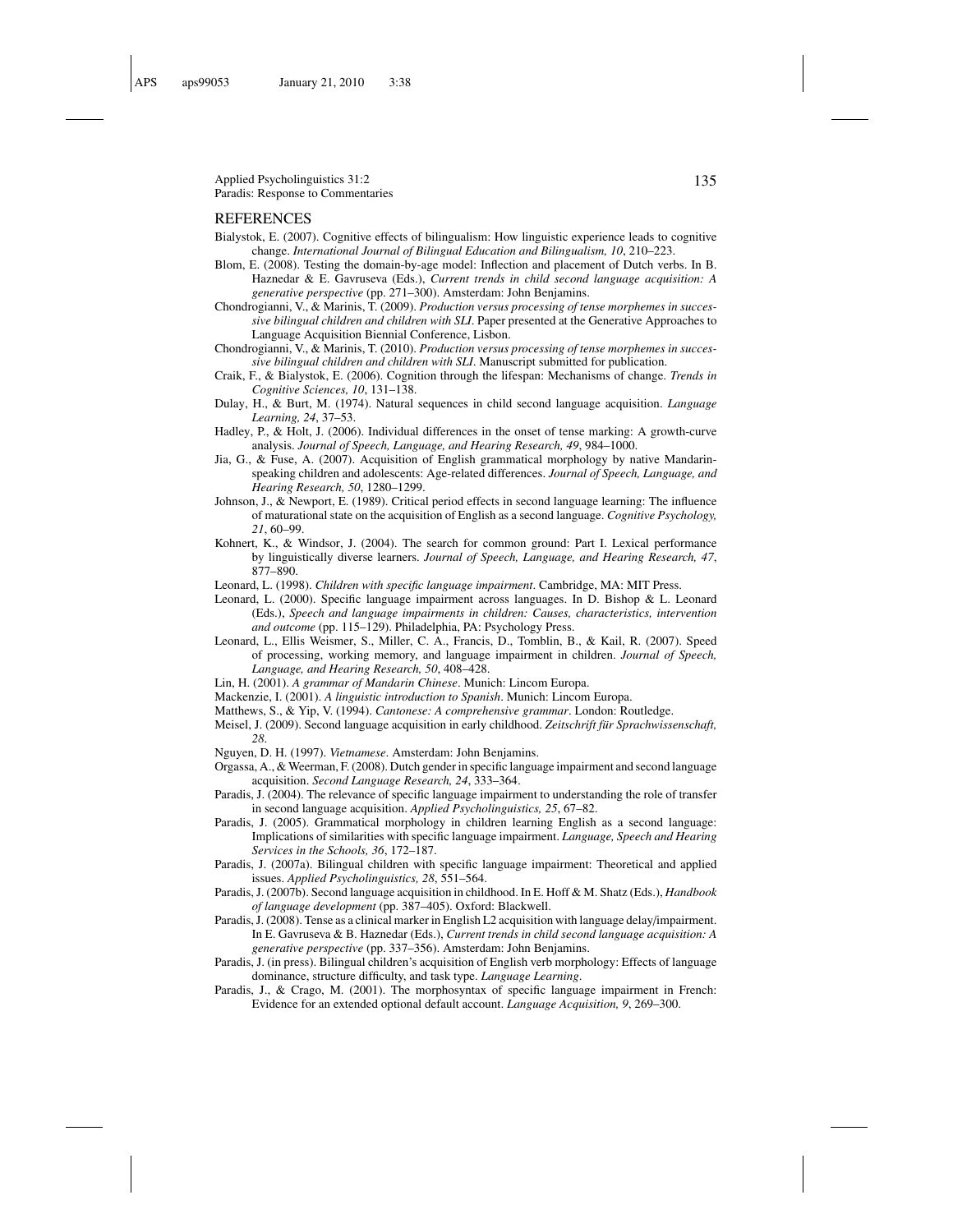## REFERENCES

Bialystok, E. (2007). Cognitive effects of bilingualism: How linguistic experience leads to cognitive change. *International Journal of Bilingual Education and Bilingualism, 10*, 210–223.

Blom, E. (2008). Testing the domain-by-age model: Inflection and placement of Dutch verbs. In B. Haznedar & E. Gavruseva (Eds.), *Current trends in child second language acquisition: A generative perspective* (pp. 271–300). Amsterdam: John Benjamins.

Chondrogianni, V., & Marinis, T. (2009). *Production versus processing of tense morphemes in successive bilingual children and children with SLI*. Paper presented at the Generative Approaches to Language Acquisition Biennial Conference, Lisbon.

Chondrogianni, V., & Marinis, T. (2010). *Production versus processing of tense morphemes in successive bilingual children and children with SLI*. Manuscript submitted for publication.

Craik, F., & Bialystok, E. (2006). Cognition through the lifespan: Mechanisms of change. *Trends in Cognitive Sciences, 10*, 131–138.

Dulay, H., & Burt, M. (1974). Natural sequences in child second language acquisition. *Language Learning, 24*, 37–53.

Hadley, P., & Holt, J. (2006). Individual differences in the onset of tense marking: A growth-curve analysis. *Journal of Speech, Language, and Hearing Research, 49*, 984–1000.

Jia, G., & Fuse, A. (2007). Acquisition of English grammatical morphology by native Mandarin-speaking children and adolescents: Age-related differences. *Journal of Speech, Language, and Hearing Research, 50*, 1280–1299.

Johnson, J., & Newport, E. (1989). Critical period effects in second language learning: The influence of maturational state on the acquisition of English as a second language. *Cognitive Psychology, 21*, 60–99.

Kohnert, K., & Windsor, J. (2004). The search for common ground: Part I. Lexical performance by linguistically diverse learners. *Journal of Speech, Language, and Hearing Research, 47*, 877–890.

Leonard, L. (1998). *Children with specific language impairment*. Cambridge, MA: MIT Press.

Leonard, L. (2000). Specific language impairment across languages. In D. Bishop & L. Leonard (Eds.), *Speech and language impairments in children: Causes, characteristics, intervention and outcome* (pp. 115–129). Philadelphia, PA: Psychology Press.

Leonard, L., Ellis Weismer, S., Miller, C. A., Francis, D., Tomblin, B., & Kail, R. (2007). Speed of processing, working memory, and language impairment in children. *Journal of Speech, Language, and Hearing Research, 50*, 408–428.

Lin, H. (2001). *A grammar of Mandarin Chinese*. Munich: Lincom Europa.

Mackenzie, I. (2001). *A linguistic introduction to Spanish*. Munich: Lincom Europa.

Matthews, S., & Yip, V. (1994). *Cantonese: A comprehensive grammar*. London: Routledge.

Meisel, J. (2009). Second language acquisition in early childhood. *Zeitschrift für Sprachwissenschaft, 28*.

Nguyen, D. H. (1997). *Vietnamese*. Amsterdam: John Benjamins.

Orgassa, A., & Weerman, F. (2008). Dutch gender in specific language impairment and second language acquisition. *Second Language Research, 24*, 333–364.

Paradis, J. (2004). The relevance of specific language impairment to understanding the role of transfer in second language acquisition. *Applied Psycholinguistics, 25*, 67–82.

Paradis, J. (2005). Grammatical morphology in children learning English as a second language: Implications of similarities with specific language impairment. *Language, Speech and Hearing Services in the Schools, 36*, 172–187.

Paradis, J. (2007a). Bilingual children with specific language impairment: Theoretical and applied issues. *Applied Psycholinguistics, 28*, 551–564.

Paradis, J. (2007b). Second language acquisition in childhood. In E. Hoff & M. Shatz (Eds.), *Handbook of language development* (pp. 387–405). Oxford: Blackwell.

Paradis, J. (2008). Tense as a clinical marker in English L2 acquisition with language delay/impairment. In E. Gavruseva & B. Haznedar (Eds.), *Current trends in child second language acquisition: A generative perspective* (pp. 337–356). Amsterdam: John Benjamins.

Paradis, J. (in press). Bilingual children's acquisition of English verb morphology: Effects of language dominance, structure difficulty, and task type. *Language Learning*.

Paradis, J., & Crago, M. (2001). The morphosyntax of specific language impairment in French: Evidence for an extended optional default account. *Language Acquisition, 9*, 269–300.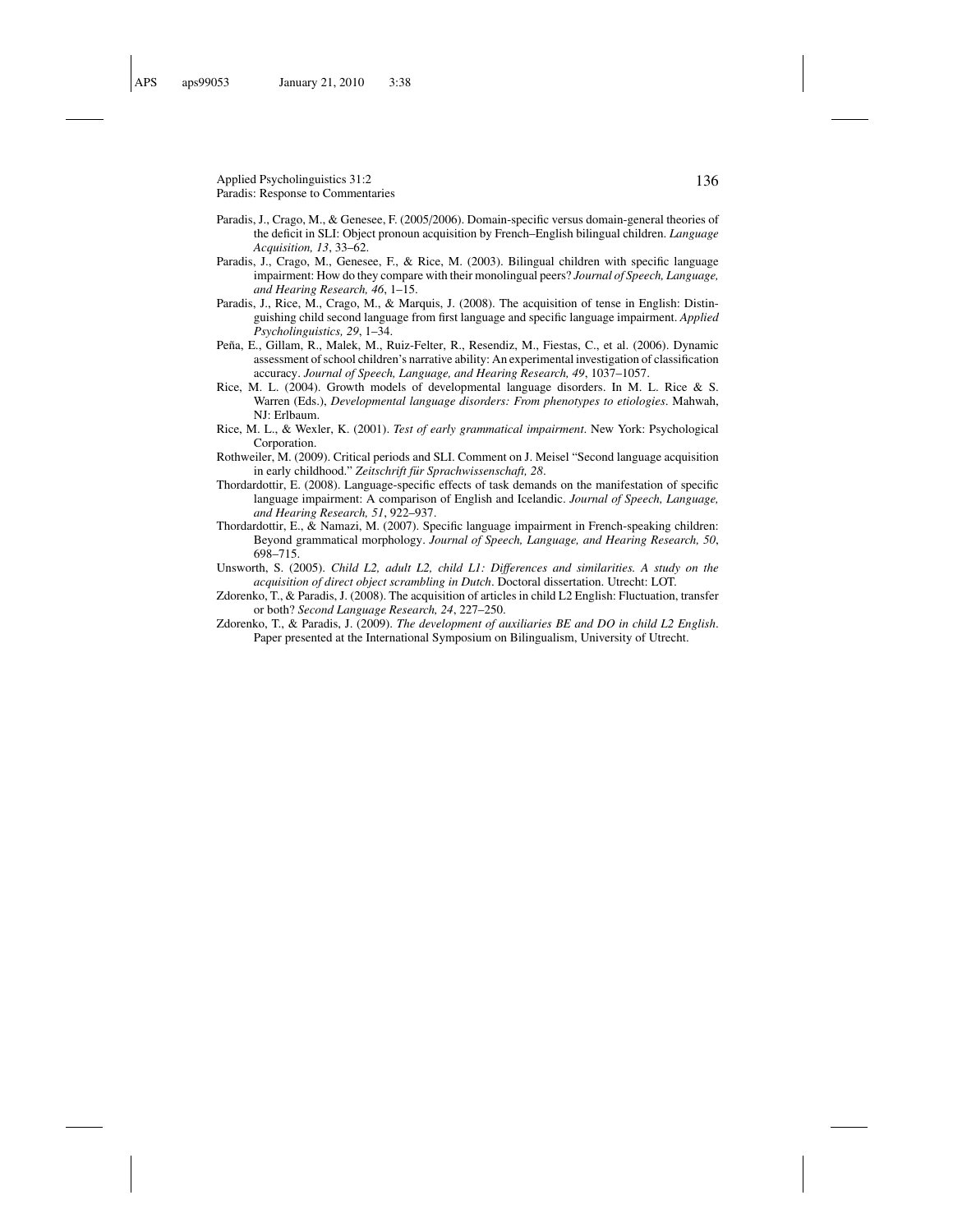Paradis, J., Crago, M., & Genesee, F. (2005/2006). Domain-specific versus domain-general theories of the deficit in SLI: Object pronoun acquisition by French–English bilingual children. *Language Acquisition, 13*, 33–62.

Paradis, J., Crago, M., Genesee, F., & Rice, M. (2003). Bilingual children with specific language impairment: How do they compare with their monolingual peers? *Journal of Speech, Language, and Hearing Research, 46*, 1–15.

Paradis, J., Rice, M., Crago, M., & Marquis, J. (2008). The acquisition of tense in English: Distinguishing child second language from first language and specific language impairment. *Applied Psycholinguistics, 29*, 1–34.

Peña, E., Gillam, R., Malek, M., Ruiz-Felter, R., Resendiz, M., Fiestas, C., et al. (2006). Dynamic assessment of school children's narrative ability: An experimental investigation of classification accuracy. *Journal of Speech, Language, and Hearing Research, 49*, 1037–1057.

Rice, M. L. (2004). Growth models of developmental language disorders. In M. L. Rice & S. Warren (Eds.), *Developmental language disorders: From phenotypes to etiologies*. Mahwah, NJ: Erlbaum.

Rice, M. L., & Wexler, K. (2001). *Test of early grammatical impairment*. New York: Psychological Corporation.

Rothweiler, M. (2009). Critical periods and SLI. Comment on J. Meisel "Second language acquisition in early childhood." *Zeitschrift für Sprachwissenschaft, 28*.

Thordardottir, E. (2008). Language-specific effects of task demands on the manifestation of specific language impairment: A comparison of English and Icelandic. *Journal of Speech, Language, and Hearing Research, 51*, 922–937.

Thordardottir, E., & Namazi, M. (2007). Specific language impairment in French-speaking children: Beyond grammatical morphology. *Journal of Speech, Language, and Hearing Research, 50*, 698–715.

Unsworth, S. (2005). *Child L2, adult L2, child L1: Differences and similarities. A study on the acquisition of direct object scrambling in Dutch*. Doctoral dissertation. Utrecht: LOT.

Zdorenko, T., & Paradis, J. (2008). The acquisition of articles in child L2 English: Fluctuation, transfer or both? *Second Language Research, 24*, 227–250.

Zdorenko, T., & Paradis, J. (2009). *The development of auxiliaries BE and DO in child L2 English*. Paper presented at the International Symposium on Bilingualism, University of Utrecht.